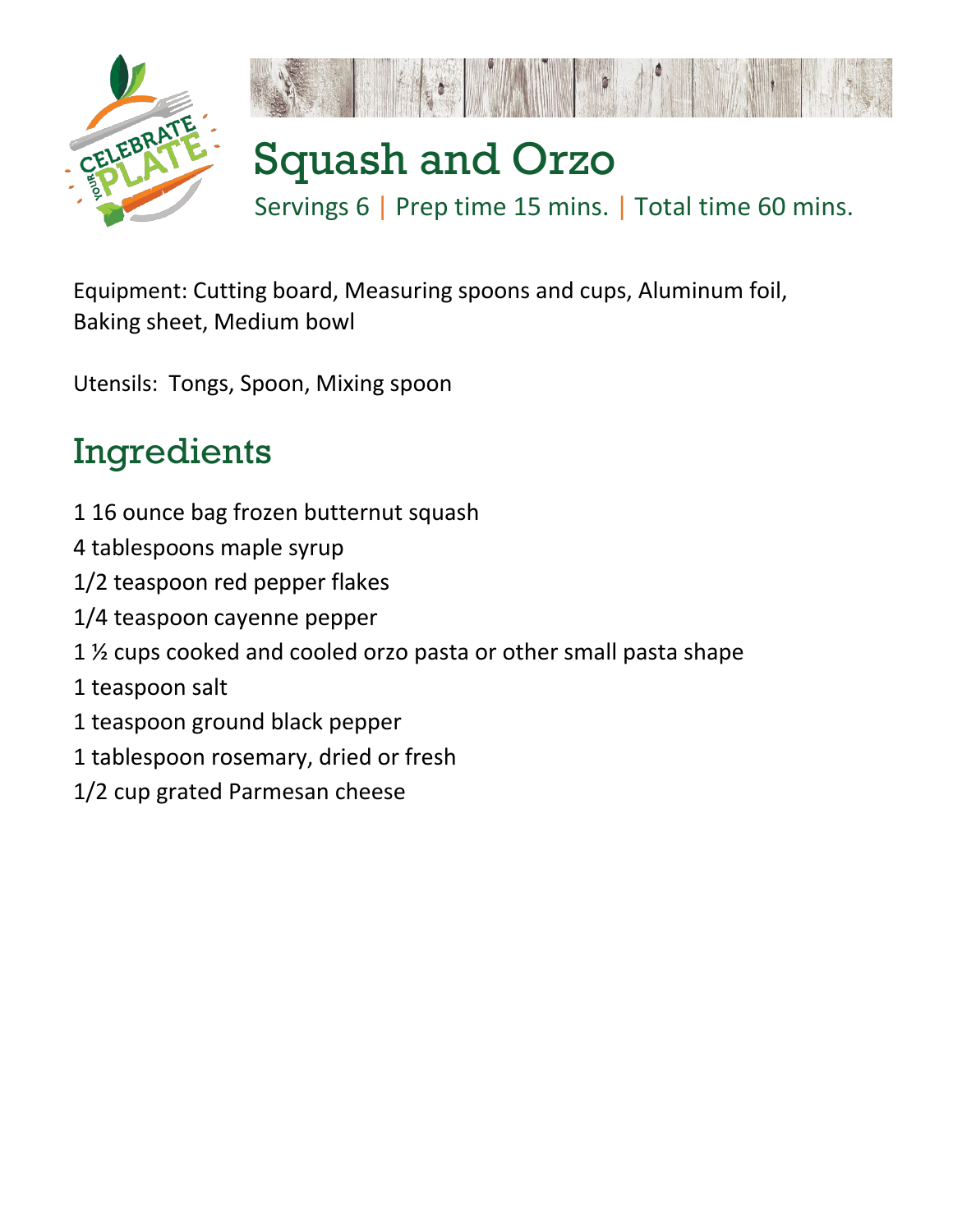# Squash and Orzo

Servings 6 | Prep time 15 mins. | Total time 60 mins.

Equipment: Cutting board, Measuring spoons and cups, Aluminum foil, Baking sheet, Medium bowl

Utensils: Tongs, Spoon, Mixing spoon

## Ingredients

1 16 ounce bag frozen butternut squash

4 tablespoons maple syrup

1/2 teaspoon red pepper flakes

1/4 teaspoon cayenne pepper

1 ½ cups cooked and cooled orzo pasta or other small pasta shape

1 teaspoon salt

1 teaspoon ground black pepper

1 tablespoon rosemary, dried or fresh

1/2 cup grated Parmesan cheese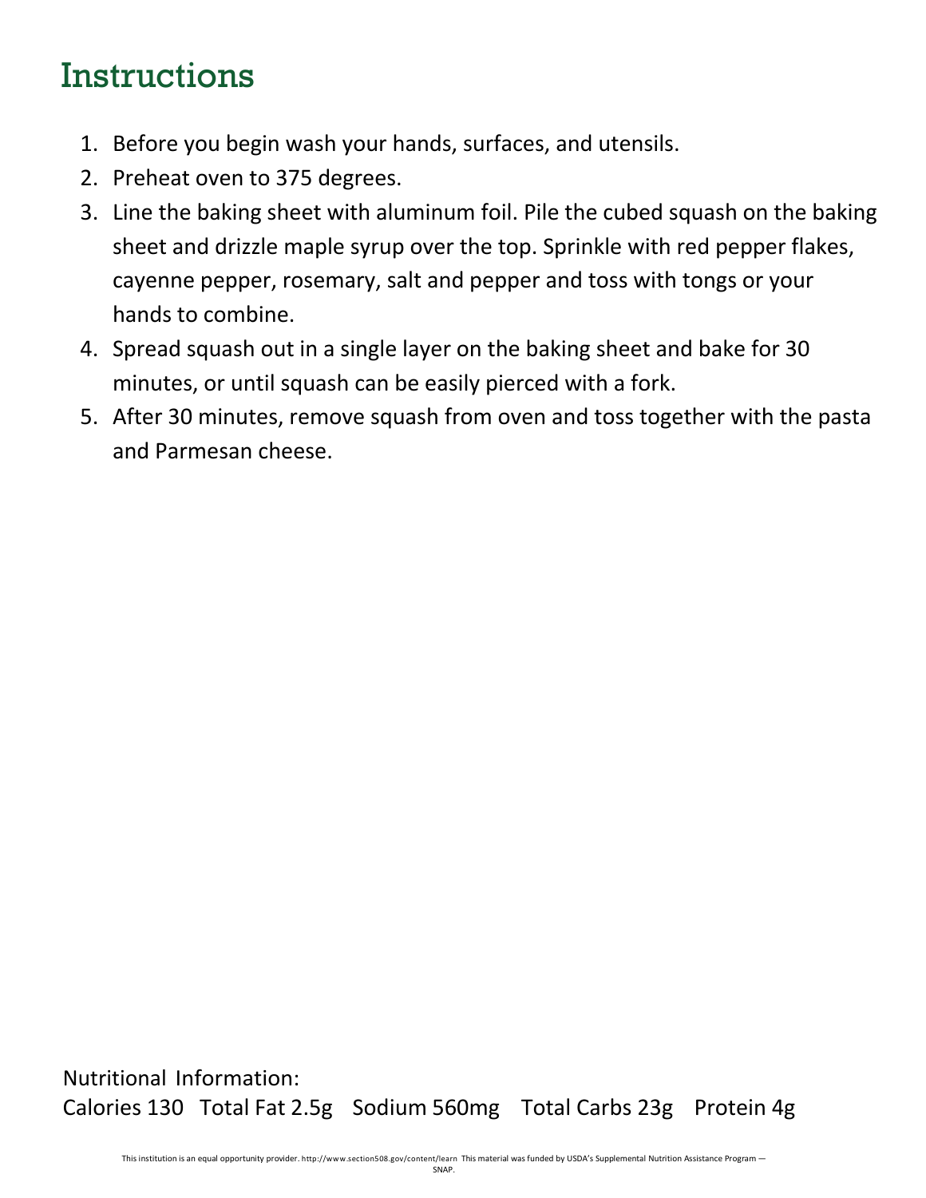## Instructions

1. Before you begin wash your hands, surfaces, and utensils.
2. Preheat oven to 375 degrees.
3. Line the baking sheet with aluminum foil. Pile the cubed squash on the baking sheet and drizzle maple syrup over the top. Sprinkle with red pepper flakes, cayenne pepper, rosemary, salt and pepper and toss with tongs or your hands to combine.
4. Spread squash out in a single layer on the baking sheet and bake for 30 minutes, or until squash can be easily pierced with a fork.
5. After 30 minutes, remove squash from oven and toss together with the pasta and Parmesan cheese.

Nutritional Information:

Calories 130   Total Fat 2.5g   Sodium 560mg   Total Carbs 23g   Protein 4g

This institution is an equal opportunity provider. http://www.section508.gov/content/learn This material was funded by USDA's Supplemental Nutrition Assistance Program — SNAP.